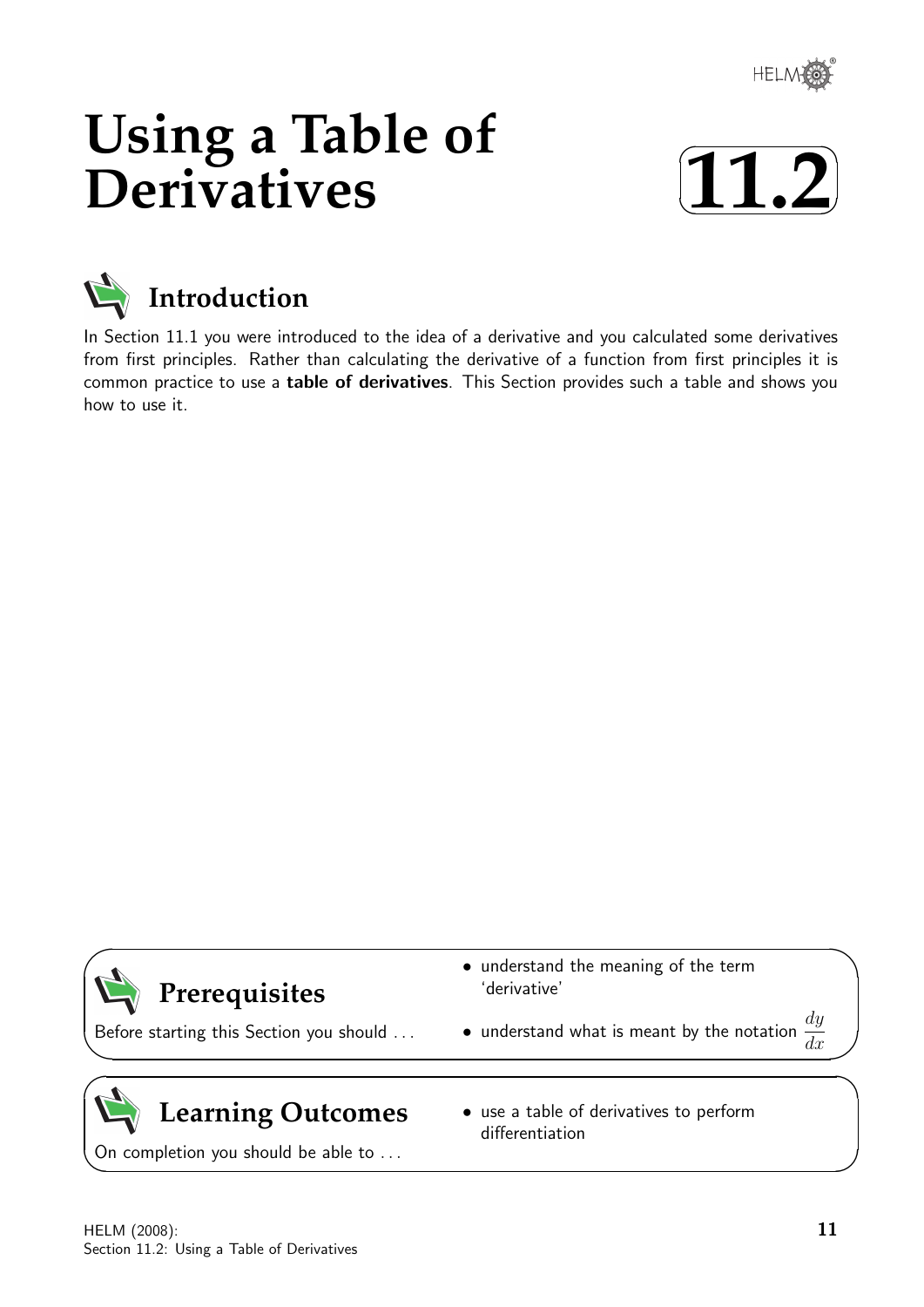# Using a Table of Derivatives

# 11.2

## Introduction

In Section 11.1 you were introduced to the idea of a derivative and you calculated some derivatives from first principles. Rather than calculating the derivative of a function from first principles it is common practice to use a **table of derivatives**. This Section provides such a table and shows you how to use it.

## Prerequisites

Before starting this Section you should ...

- understand the meaning of the term 'derivative'
- understand what is meant by the notation $\dfrac{dy}{dx}$

## Learning Outcomes

On completion you should be able to ...

- use a table of derivatives to perform differentiation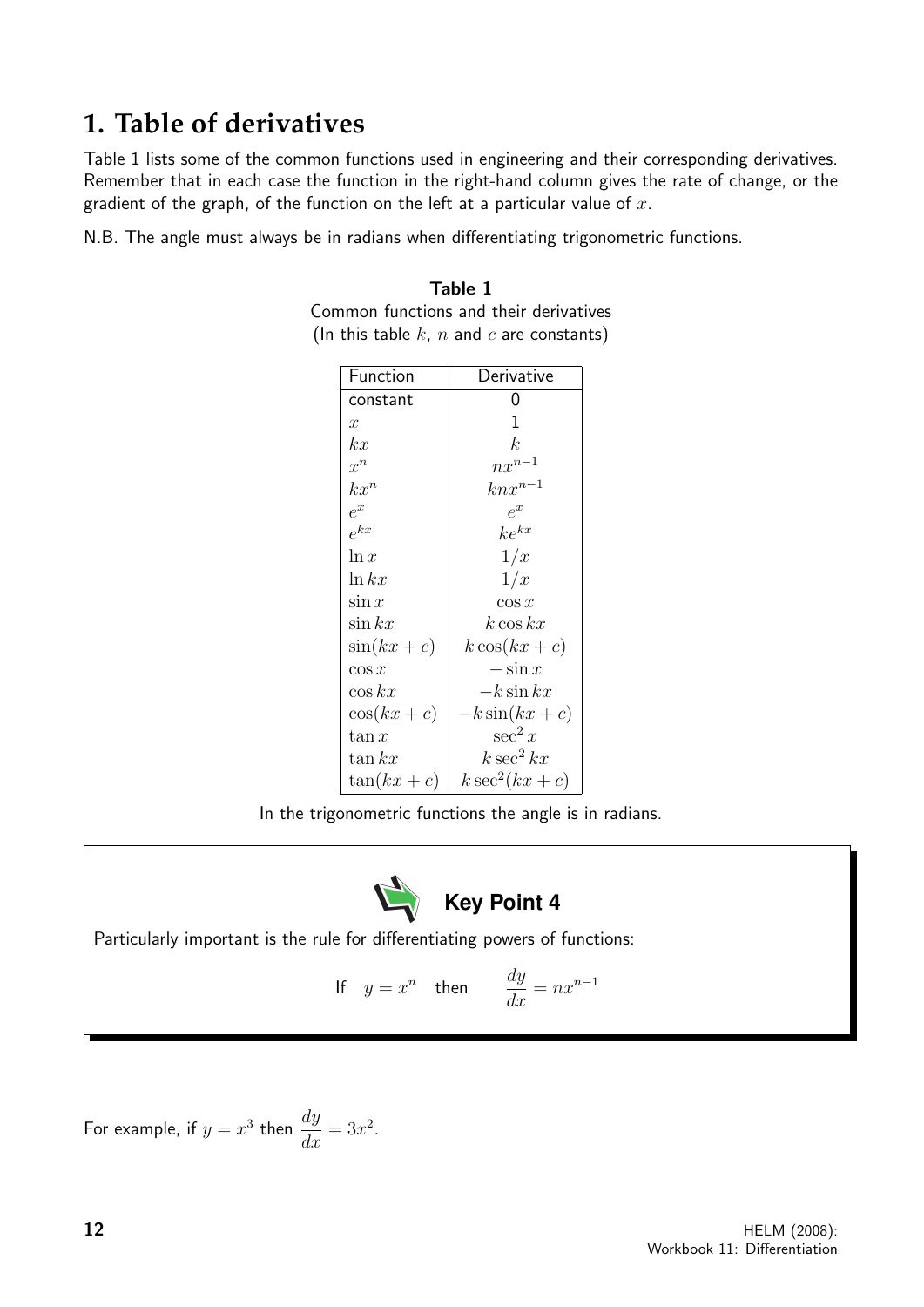# 1. Table of derivatives

Table 1 lists some of the common functions used in engineering and their corresponding derivatives. Remember that in each case the function in the right-hand column gives the rate of change, or the gradient of the graph, of the function on the left at a particular value of $x$.

N.B. The angle must always be in radians when differentiating trigonometric functions.

**Table 1**

Common functions and their derivatives

(In this table $k$, $n$ and $c$ are constants)

| Function | Derivative |
|---|---|
| constant | 0 |
| $x$ | 1 |
| $kx$ | $k$ |
| $x^n$ | $nx^{n-1}$ |
| $kx^n$ | $knx^{n-1}$ |
| $e^x$ | $e^x$ |
| $e^{kx}$ | $ke^{kx}$ |
| $\ln x$ | $1/x$ |
| $\ln kx$ | $1/x$ |
| $\sin x$ | $\cos x$ |
| $\sin kx$ | $k \cos kx$ |
| $\sin(kx + c)$ | $k\cos(kx + c)$ |
| $\cos x$ | $-\sin x$ |
| $\cos kx$ | $-k \sin kx$ |
| $\cos(kx + c)$ | $-k\sin(kx + c)$ |
| $\tan x$ | $\sec^2 x$ |
| $\tan kx$ | $k \sec^2 kx$ |
| $\tan(kx + c)$ | $k\sec^2(kx + c)$ |

In the trigonometric functions the angle is in radians.

**Key Point 4**

Particularly important is the rule for differentiating powers of functions:

$$\text{If} \quad y = x^n \quad \text{then} \qquad \frac{dy}{dx} = nx^{n-1}$$

For example, if $y = x^3$ then $\dfrac{dy}{dx} = 3x^2$.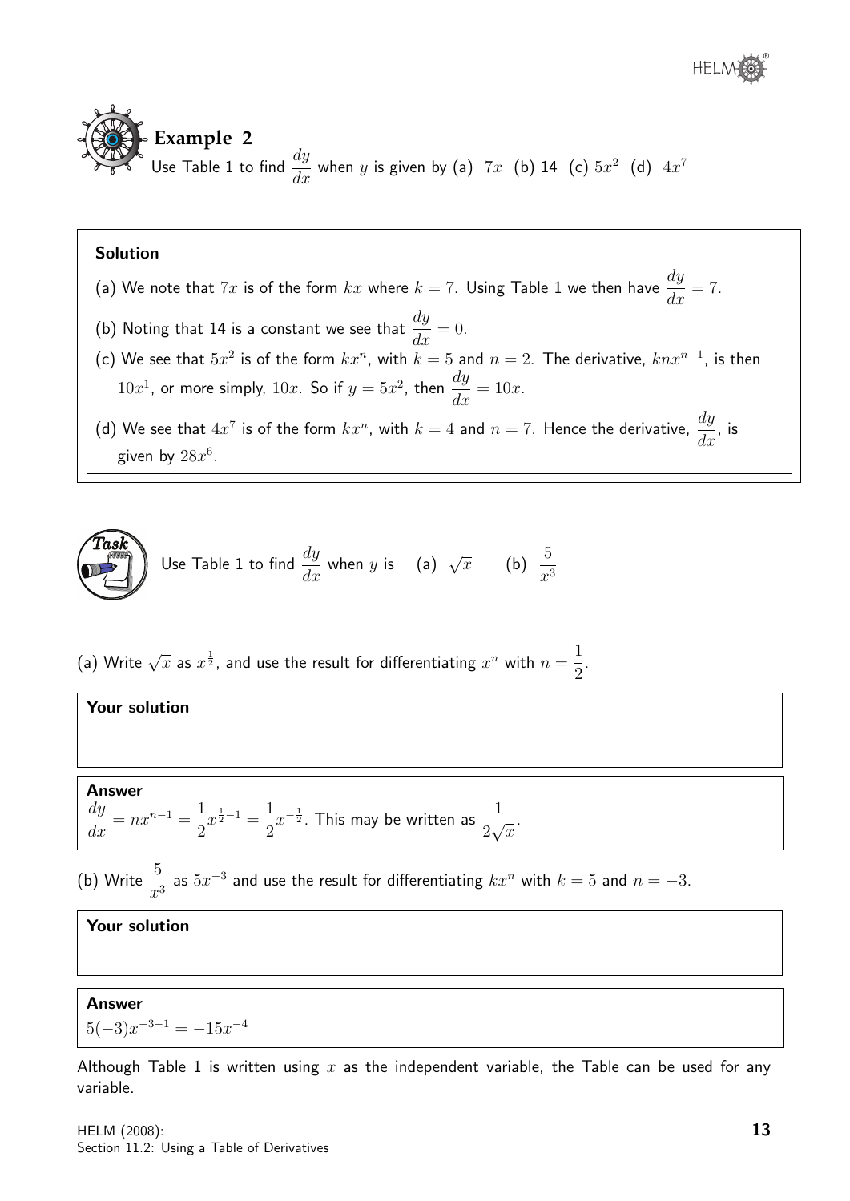## Example 2

Use Table 1 to find $\frac{dy}{dx}$ when $y$ is given by (a) $7x$ (b) 14 (c) $5x^2$ (d) $4x^7$

**Solution**

(a) We note that $7x$ is of the form $kx$ where $k = 7$. Using Table 1 we then have $\frac{dy}{dx} = 7$.

(b) Noting that 14 is a constant we see that $\frac{dy}{dx} = 0$.

(c) We see that $5x^2$ is of the form $kx^n$, with $k = 5$ and $n = 2$. The derivative, $knx^{n-1}$, is then $10x^1$, or more simply, $10x$. So if $y = 5x^2$, then $\frac{dy}{dx} = 10x$.

(d) We see that $4x^7$ is of the form $kx^n$, with $k = 4$ and $n = 7$. Hence the derivative, $\frac{dy}{dx}$, is given by $28x^6$.

## Task

Use Table 1 to find $\frac{dy}{dx}$ when $y$ is (a) $\sqrt{x}$ (b) $\frac{5}{x^3}$

(a) Write $\sqrt{x}$ as $x^{\frac{1}{2}}$, and use the result for differentiating $x^n$ with $n = \frac{1}{2}$.

**Your solution**

**Answer**

$\frac{dy}{dx} = nx^{n-1} = \frac{1}{2}x^{\frac{1}{2}-1} = \frac{1}{2}x^{-\frac{1}{2}}$. This may be written as $\frac{1}{2\sqrt{x}}$.

(b) Write $\frac{5}{x^3}$ as $5x^{-3}$ and use the result for differentiating $kx^n$ with $k = 5$ and $n = -3$.

**Your solution**

**Answer**

$5(-3)x^{-3-1} = -15x^{-4}$

Although Table 1 is written using $x$ as the independent variable, the Table can be used for any variable.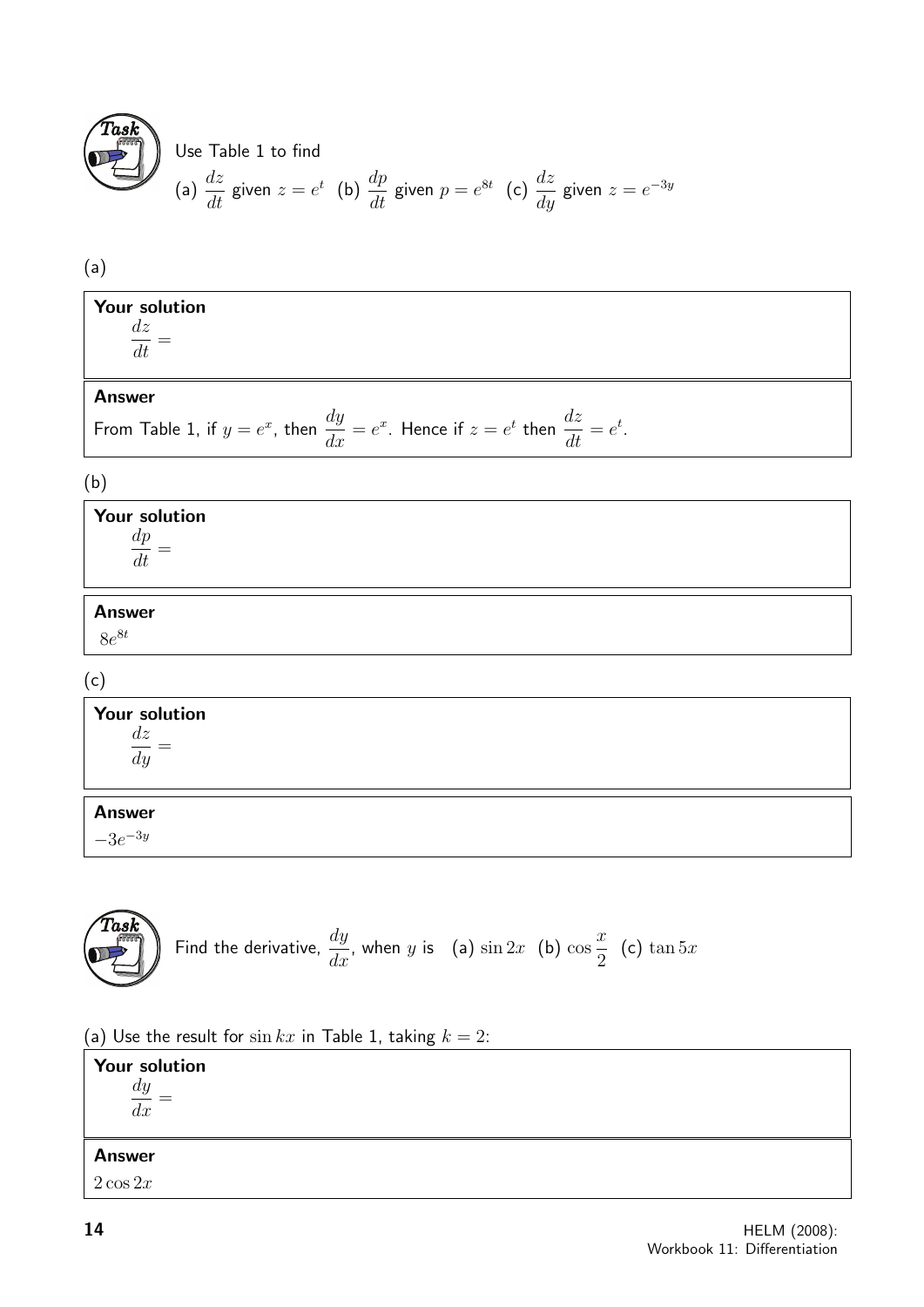**Task**

Use Table 1 to find

(a) $\dfrac{dz}{dt}$ given $z = e^t$ (b) $\dfrac{dp}{dt}$ given $p = e^{8t}$ (c) $\dfrac{dz}{dy}$ given $z = e^{-3y}$

(a)

**Your solution**

$\dfrac{dz}{dt} =$

**Answer**

From Table 1, if $y = e^x$, then $\dfrac{dy}{dx} = e^x$. Hence if $z = e^t$ then $\dfrac{dz}{dt} = e^t$.

(b)

**Your solution**

$\dfrac{dp}{dt} =$

**Answer**

$8e^{8t}$

(c)

**Your solution**

$\dfrac{dz}{dy} =$

**Answer**

$-3e^{-3y}$

**Task**

Find the derivative, $\dfrac{dy}{dx}$, when $y$ is (a) $\sin 2x$ (b) $\cos \dfrac{x}{2}$ (c) $\tan 5x$

(a) Use the result for $\sin kx$ in Table 1, taking $k = 2$:

**Your solution**

$\dfrac{dy}{dx} =$

**Answer**

$2 \cos 2x$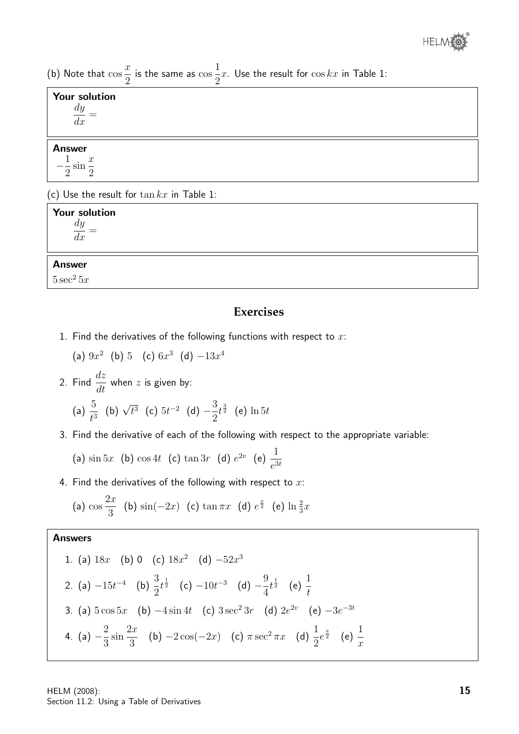(b) Note that $\cos\frac{x}{2}$ is the same as $\cos\frac{1}{2}x$. Use the result for $\cos kx$ in Table 1:

**Your solution**

$\frac{dy}{dx} =$

**Answer**

$-\frac{1}{2}\sin\frac{x}{2}$

(c) Use the result for $\tan kx$ in Table 1:

**Your solution**

$\frac{dy}{dx} =$

**Answer**

$5\sec^2 5x$

## Exercises

1. Find the derivatives of the following functions with respect to $x$:

   (a) $9x^2$ (b) $5$ (c) $6x^3$ (d) $-13x^4$

2. Find $\frac{dz}{dt}$ when $z$ is given by:

   (a) $\frac{5}{t^3}$ (b) $\sqrt{t^3}$ (c) $5t^{-2}$ (d) $-\frac{3}{2}t^{\frac{3}{2}}$ (e) $\ln 5t$

3. Find the derivative of each of the following with respect to the appropriate variable:

   (a) $\sin 5x$ (b) $\cos 4t$ (c) $\tan 3r$ (d) $e^{2v}$ (e) $\frac{1}{e^{3t}}$

4. Find the derivatives of the following with respect to $x$:

   (a) $\cos\frac{2x}{3}$ (b) $\sin(-2x)$ (c) $\tan \pi x$ (d) $e^{\frac{x}{2}}$ (e) $\ln\frac{2}{3}x$

**Answers**

1. (a) $18x$ (b) 0 (c) $18x^2$ (d) $-52x^3$
2. (a) $-15t^{-4}$ (b) $\frac{3}{2}t^{\frac{1}{2}}$ (c) $-10t^{-3}$ (d) $-\frac{9}{4}t^{\frac{1}{2}}$ (e) $\frac{1}{t}$
3. (a) $5\cos 5x$ (b) $-4\sin 4t$ (c) $3\sec^2 3r$ (d) $2e^{2v}$ (e) $-3e^{-3t}$
4. (a) $-\frac{2}{3}\sin\frac{2x}{3}$ (b) $-2\cos(-2x)$ (c) $\pi\sec^2 \pi x$ (d) $\frac{1}{2}e^{\frac{x}{2}}$ (e) $\frac{1}{x}$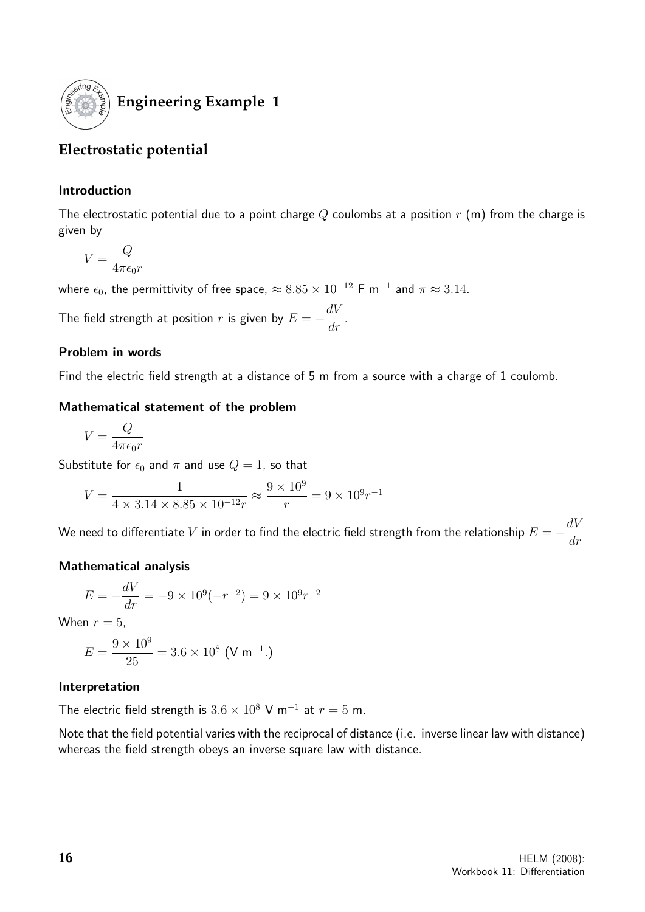## Engineering Example 1

## Electrostatic potential

### Introduction

The electrostatic potential due to a point charge $Q$ coulombs at a position $r$ (m) from the charge is given by

$$V = \frac{Q}{4\pi\epsilon_0 r}$$

where $\epsilon_0$, the permittivity of free space, $\approx 8.85 \times 10^{-12}$ F m$^{-1}$ and $\pi \approx 3.14$.

The field strength at position $r$ is given by $E = -\dfrac{dV}{dr}$.

### Problem in words

Find the electric field strength at a distance of 5 m from a source with a charge of 1 coulomb.

### Mathematical statement of the problem

$$V = \frac{Q}{4\pi\epsilon_0 r}$$

Substitute for $\epsilon_0$ and $\pi$ and use $Q = 1$, so that

$$V = \frac{1}{4 \times 3.14 \times 8.85 \times 10^{-12} r} \approx \frac{9 \times 10^9}{r} = 9 \times 10^9 r^{-1}$$

We need to differentiate $V$ in order to find the electric field strength from the relationship $E = -\dfrac{dV}{dr}$

### Mathematical analysis

$$E = -\frac{dV}{dr} = -9 \times 10^9(-r^{-2}) = 9 \times 10^9 r^{-2}$$

When $r = 5$,

$$E = \frac{9 \times 10^9}{25} = 3.6 \times 10^8 \text{ (V m}^{-1}.)$$

### Interpretation

The electric field strength is $3.6 \times 10^8$ V m$^{-1}$ at $r = 5$ m.

Note that the field potential varies with the reciprocal of distance (i.e. inverse linear law with distance) whereas the field strength obeys an inverse square law with distance.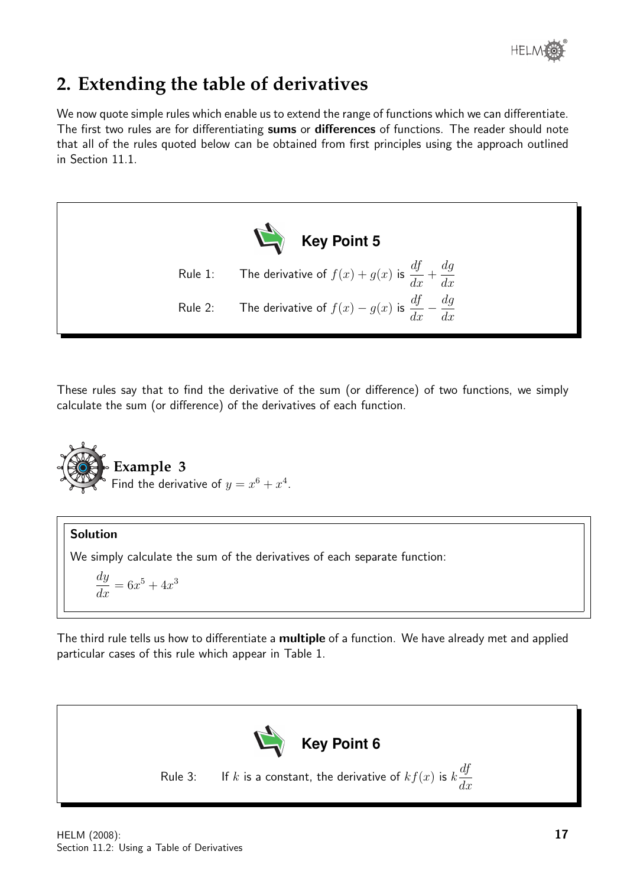## 2. Extending the table of derivatives

We now quote simple rules which enable us to extend the range of functions which we can differentiate. The first two rules are for differentiating **sums** or **differences** of functions. The reader should note that all of the rules quoted below can be obtained from first principles using the approach outlined in Section 11.1.

**Key Point 5**

Rule 1: The derivative of $f(x) + g(x)$ is $\dfrac{df}{dx} + \dfrac{dg}{dx}$

Rule 2: The derivative of $f(x) - g(x)$ is $\dfrac{df}{dx} - \dfrac{dg}{dx}$

These rules say that to find the derivative of the sum (or difference) of two functions, we simply calculate the sum (or difference) of the derivatives of each function.

**Example 3**

Find the derivative of $y = x^6 + x^4$.

**Solution**

We simply calculate the sum of the derivatives of each separate function:

$$\frac{dy}{dx} = 6x^5 + 4x^3$$

The third rule tells us how to differentiate a **multiple** of a function. We have already met and applied particular cases of this rule which appear in Table 1.

**Key Point 6**

Rule 3: If $k$ is a constant, the derivative of $kf(x)$ is $k\dfrac{df}{dx}$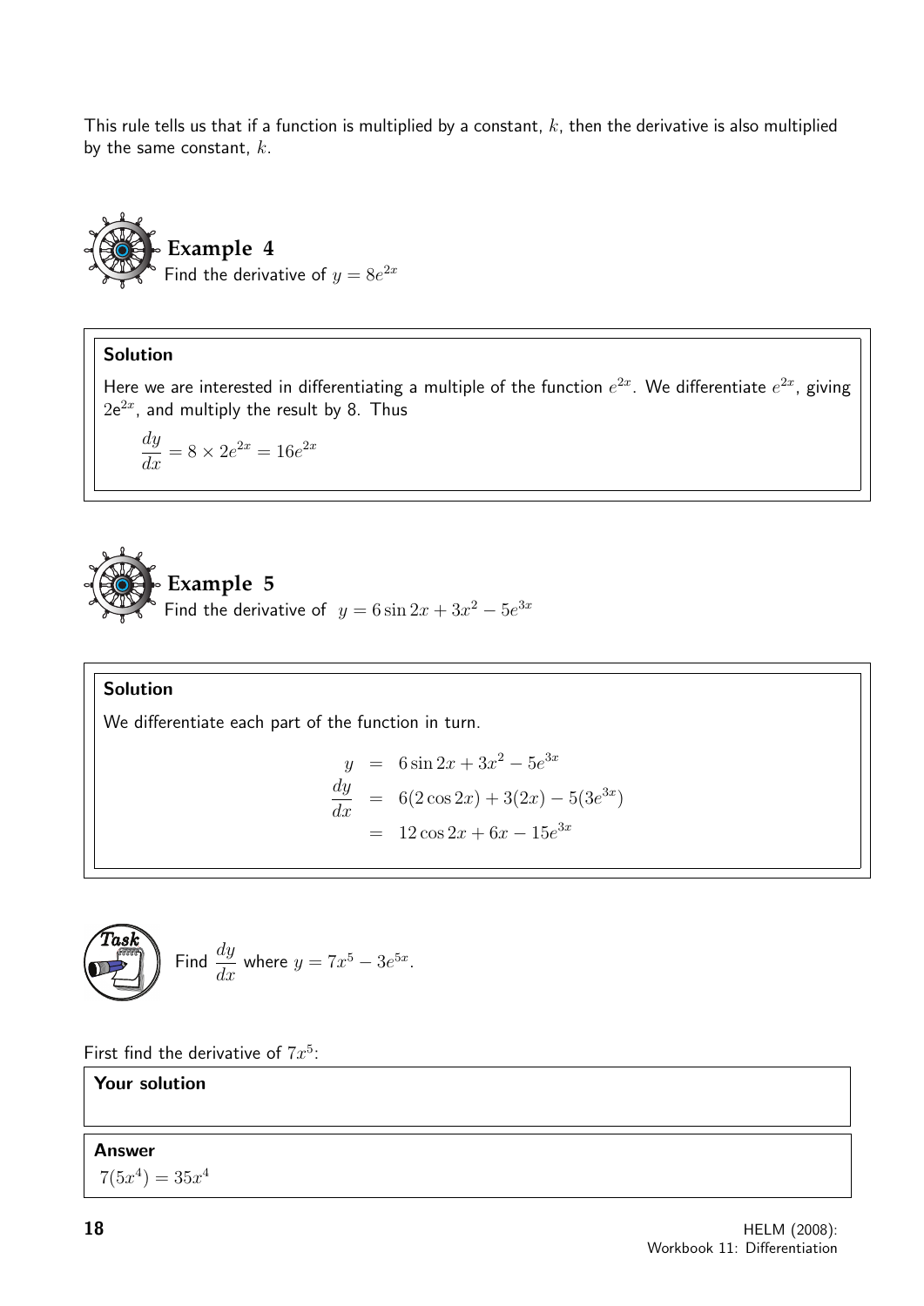This rule tells us that if a function is multiplied by a constant, $k$, then the derivative is also multiplied by the same constant, $k$.

### Example 4

Find the derivative of $y = 8e^{2x}$

**Solution**

Here we are interested in differentiating a multiple of the function $e^{2x}$. We differentiate $e^{2x}$, giving $2e^{2x}$, and multiply the result by 8. Thus

$$\frac{dy}{dx} = 8 \times 2e^{2x} = 16e^{2x}$$

### Example 5

Find the derivative of $y = 6\sin 2x + 3x^2 - 5e^{3x}$

**Solution**

We differentiate each part of the function in turn.

$$\begin{aligned} y &= 6\sin 2x + 3x^2 - 5e^{3x} \\ \frac{dy}{dx} &= 6(2\cos 2x) + 3(2x) - 5(3e^{3x}) \\ &= 12\cos 2x + 6x - 15e^{3x} \end{aligned}$$

### Task

Find $\frac{dy}{dx}$ where $y = 7x^5 - 3e^{5x}$.

First find the derivative of $7x^5$:

**Your solution**

**Answer**

$7(5x^4) = 35x^4$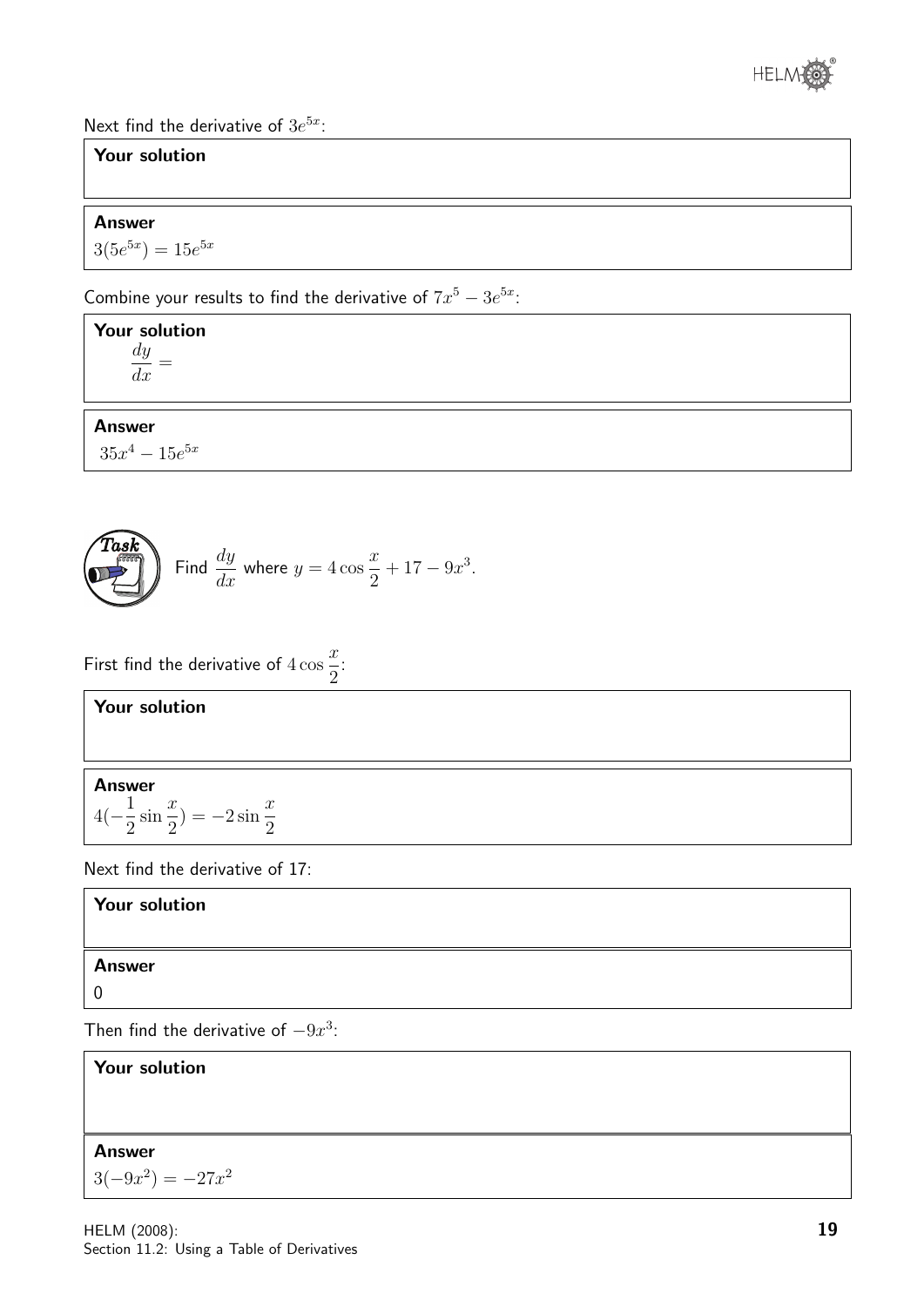Next find the derivative of $3e^{5x}$:

**Your solution**

**Answer**

$3(5e^{5x}) = 15e^{5x}$

Combine your results to find the derivative of $7x^5 - 3e^{5x}$:

**Your solution**

$\dfrac{dy}{dx} =$

**Answer**

$35x^4 - 15e^{5x}$

**Task**

Find $\dfrac{dy}{dx}$ where $y = 4\cos\dfrac{x}{2} + 17 - 9x^3$.

First find the derivative of $4\cos\dfrac{x}{2}$:

**Your solution**

**Answer**

$4(-\dfrac{1}{2}\sin\dfrac{x}{2}) = -2\sin\dfrac{x}{2}$

Next find the derivative of 17:

**Your solution**

**Answer**

0

Then find the derivative of $-9x^3$:

**Your solution**

**Answer**

$3(-9x^2) = -27x^2$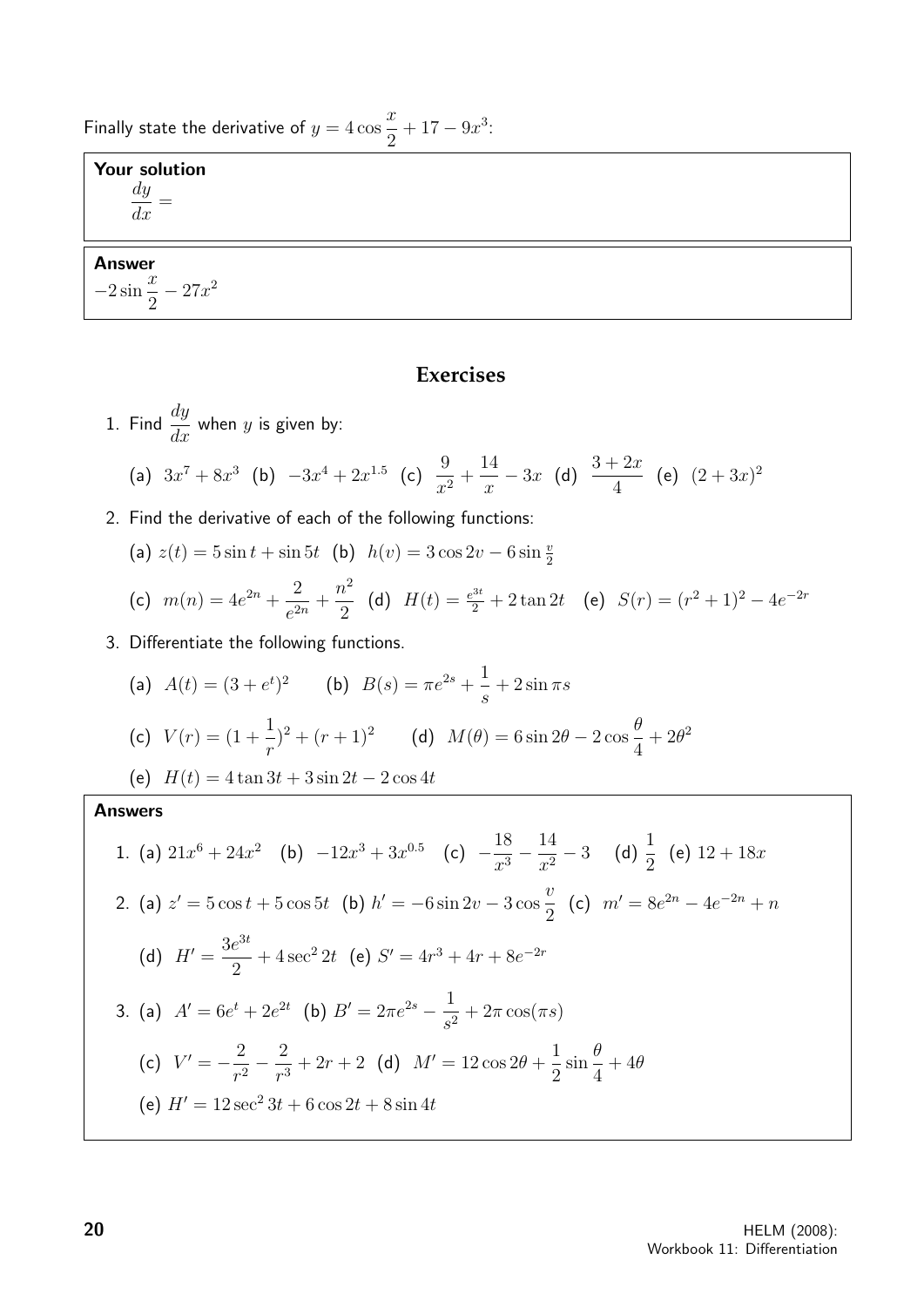Finally state the derivative of $y = 4\cos\frac{x}{2} + 17 - 9x^3$:

**Your solution**

$\dfrac{dy}{dx} =$

**Answer**

$-2\sin\dfrac{x}{2} - 27x^2$

## Exercises

1. Find $\dfrac{dy}{dx}$ when $y$ is given by:

   (a) $3x^7 + 8x^3$ (b) $-3x^4 + 2x^{1.5}$ (c) $\dfrac{9}{x^2} + \dfrac{14}{x} - 3x$ (d) $\dfrac{3+2x}{4}$ (e) $(2+3x)^2$

2. Find the derivative of each of the following functions:

   (a) $z(t) = 5\sin t + \sin 5t$ (b) $h(v) = 3\cos 2v - 6\sin\frac{v}{2}$

   (c) $m(n) = 4e^{2n} + \dfrac{2}{e^{2n}} + \dfrac{n^2}{2}$ (d) $H(t) = \frac{e^{3t}}{2} + 2\tan 2t$ (e) $S(r) = (r^2+1)^2 - 4e^{-2r}$

3. Differentiate the following functions.

   (a) $A(t) = (3 + e^t)^2$ (b) $B(s) = \pi e^{2s} + \dfrac{1}{s} + 2\sin\pi s$

   (c) $V(r) = (1 + \dfrac{1}{r})^2 + (r+1)^2$ (d) $M(\theta) = 6\sin 2\theta - 2\cos\dfrac{\theta}{4} + 2\theta^2$

   (e) $H(t) = 4\tan 3t + 3\sin 2t - 2\cos 4t$

**Answers**

1. (a) $21x^6 + 24x^2$ (b) $-12x^3 + 3x^{0.5}$ (c) $-\dfrac{18}{x^3} - \dfrac{14}{x^2} - 3$ (d) $\dfrac{1}{2}$ (e) $12 + 18x$

2. (a) $z' = 5\cos t + 5\cos 5t$ (b) $h' = -6\sin 2v - 3\cos\dfrac{v}{2}$ (c) $m' = 8e^{2n} - 4e^{-2n} + n$

   (d) $H' = \dfrac{3e^{3t}}{2} + 4\sec^2 2t$ (e) $S' = 4r^3 + 4r + 8e^{-2r}$

3. (a) $A' = 6e^t + 2e^{2t}$ (b) $B' = 2\pi e^{2s} - \dfrac{1}{s^2} + 2\pi\cos(\pi s)$

   (c) $V' = -\dfrac{2}{r^2} - \dfrac{2}{r^3} + 2r + 2$ (d) $M' = 12\cos 2\theta + \dfrac{1}{2}\sin\dfrac{\theta}{4} + 4\theta$

   (e) $H' = 12\sec^2 3t + 6\cos 2t + 8\sin 4t$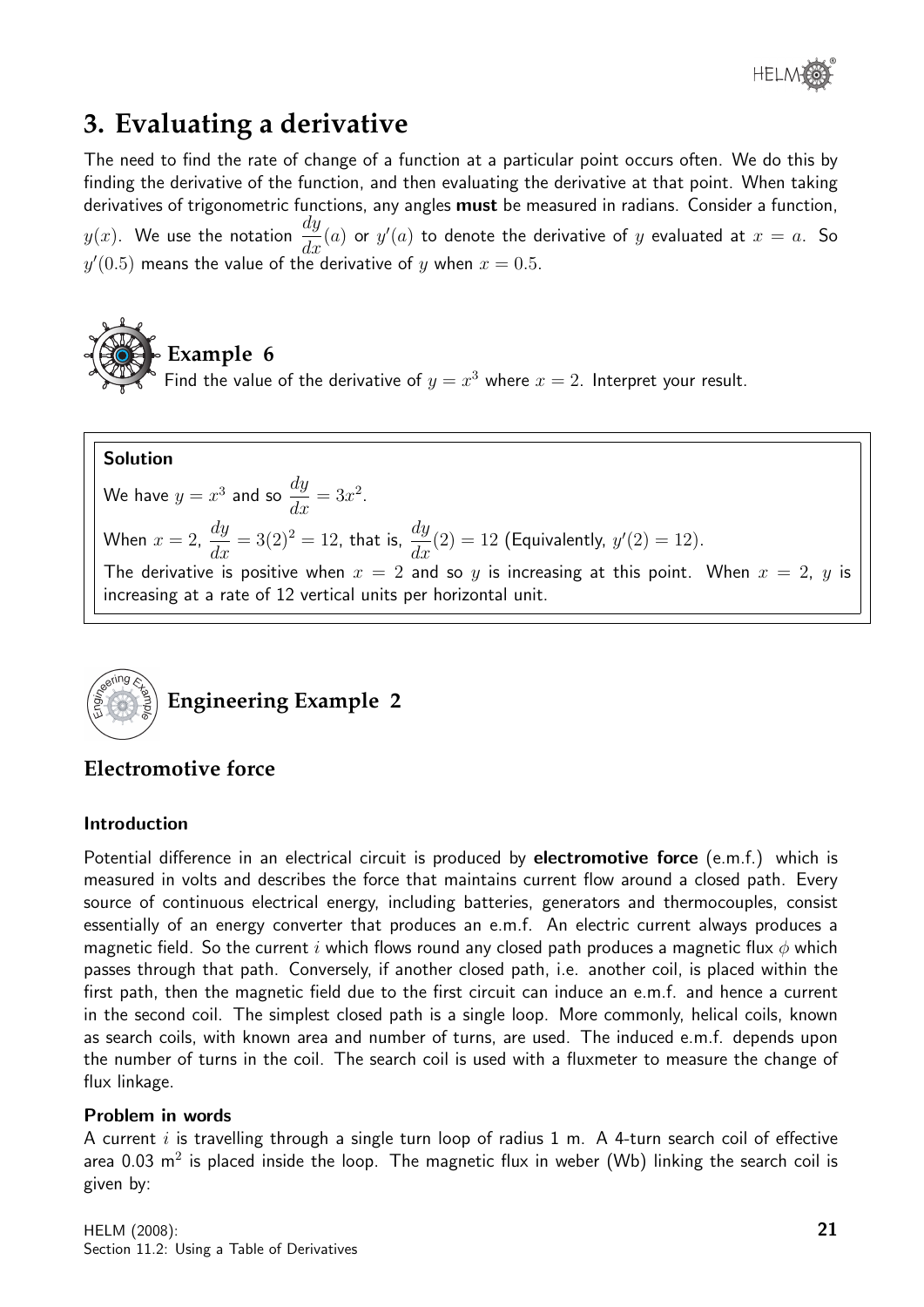## 3. Evaluating a derivative

The need to find the rate of change of a function at a particular point occurs often. We do this by finding the derivative of the function, and then evaluating the derivative at that point. When taking derivatives of trigonometric functions, any angles **must** be measured in radians. Consider a function, $y(x)$. We use the notation $\frac{dy}{dx}(a)$ or $y'(a)$ to denote the derivative of $y$ evaluated at $x = a$. So $y'(0.5)$ means the value of the derivative of $y$ when $x = 0.5$.

### Example 6

Find the value of the derivative of $y = x^3$ where $x = 2$. Interpret your result.

**Solution**

We have $y = x^3$ and so $\frac{dy}{dx} = 3x^2$.

When $x = 2$, $\frac{dy}{dx} = 3(2)^2 = 12$, that is, $\frac{dy}{dx}(2) = 12$ (Equivalently, $y'(2) = 12$).

The derivative is positive when $x = 2$ and so $y$ is increasing at this point. When $x = 2$, $y$ is increasing at a rate of 12 vertical units per horizontal unit.

### Engineering Example 2

## Electromotive force

#### Introduction

Potential difference in an electrical circuit is produced by **electromotive force** (e.m.f.) which is measured in volts and describes the force that maintains current flow around a closed path. Every source of continuous electrical energy, including batteries, generators and thermocouples, consist essentially of an energy converter that produces an e.m.f. An electric current always produces a magnetic field. So the current $i$ which flows round any closed path produces a magnetic flux $\phi$ which passes through that path. Conversely, if another closed path, i.e. another coil, is placed within the first path, then the magnetic field due to the first circuit can induce an e.m.f. and hence a current in the second coil. The simplest closed path is a single loop. More commonly, helical coils, known as search coils, with known area and number of turns, are used. The induced e.m.f. depends upon the number of turns in the coil. The search coil is used with a fluxmeter to measure the change of flux linkage.

#### Problem in words

A current $i$ is travelling through a single turn loop of radius 1 m. A 4-turn search coil of effective area 0.03 m$^2$ is placed inside the loop. The magnetic flux in weber (Wb) linking the search coil is given by: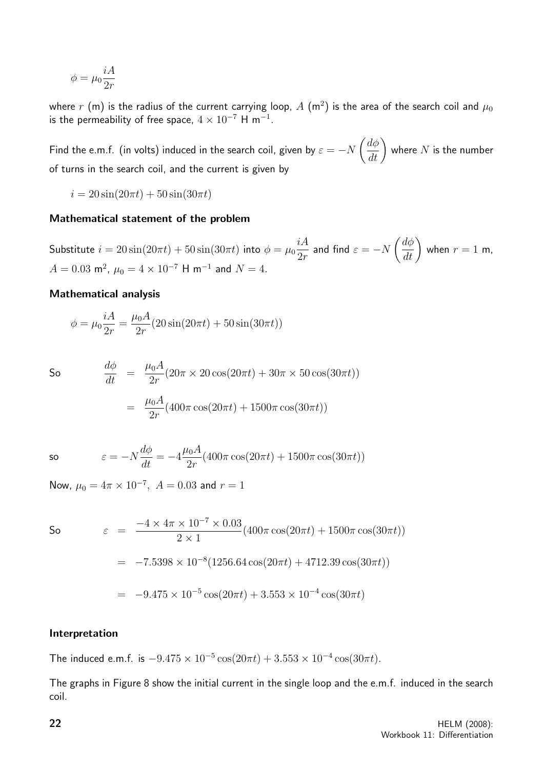$$\phi = \mu_0 \frac{iA}{2r}$$

where $r$ (m) is the radius of the current carrying loop, $A$ (m$^2$) is the area of the search coil and $\mu_0$ is the permeability of free space, $4 \times 10^{-7}$ H m$^{-1}$.

Find the e.m.f. (in volts) induced in the search coil, given by $\varepsilon = -N\left(\dfrac{d\phi}{dt}\right)$ where $N$ is the number of turns in the search coil, and the current is given by

$$i = 20\sin(20\pi t) + 50\sin(30\pi t)$$

**Mathematical statement of the problem**

Substitute $i = 20\sin(20\pi t) + 50\sin(30\pi t)$ into $\phi = \mu_0 \dfrac{iA}{2r}$ and find $\varepsilon = -N\left(\dfrac{d\phi}{dt}\right)$ when $r = 1$ m, $A = 0.03$ m$^2$, $\mu_0 = 4 \times 10^{-7}$ H m$^{-1}$ and $N = 4$.

**Mathematical analysis**

$$\phi = \mu_0 \frac{iA}{2r} = \frac{\mu_0 A}{2r}(20\sin(20\pi t) + 50\sin(30\pi t))$$

So
$$\begin{aligned}\frac{d\phi}{dt} &= \frac{\mu_0 A}{2r}(20\pi \times 20\cos(20\pi t) + 30\pi \times 50\cos(30\pi t)) \\ &= \frac{\mu_0 A}{2r}(400\pi\cos(20\pi t) + 1500\pi\cos(30\pi t))\end{aligned}$$

so
$$\varepsilon = -N\frac{d\phi}{dt} = -4\frac{\mu_0 A}{2r}(400\pi\cos(20\pi t) + 1500\pi\cos(30\pi t))$$

Now, $\mu_0 = 4\pi \times 10^{-7},\ A = 0.03$ and $r = 1$

So
$$\begin{aligned}\varepsilon &= \frac{-4 \times 4\pi \times 10^{-7} \times 0.03}{2 \times 1}(400\pi\cos(20\pi t) + 1500\pi\cos(30\pi t)) \\ &= -7.5398 \times 10^{-8}(1256.64\cos(20\pi t) + 4712.39\cos(30\pi t)) \\ &= -9.475 \times 10^{-5}\cos(20\pi t) + 3.553 \times 10^{-4}\cos(30\pi t)\end{aligned}$$

**Interpretation**

The induced e.m.f. is $-9.475 \times 10^{-5}\cos(20\pi t) + 3.553 \times 10^{-4}\cos(30\pi t)$.

The graphs in Figure 8 show the initial current in the single loop and the e.m.f. induced in the search coil.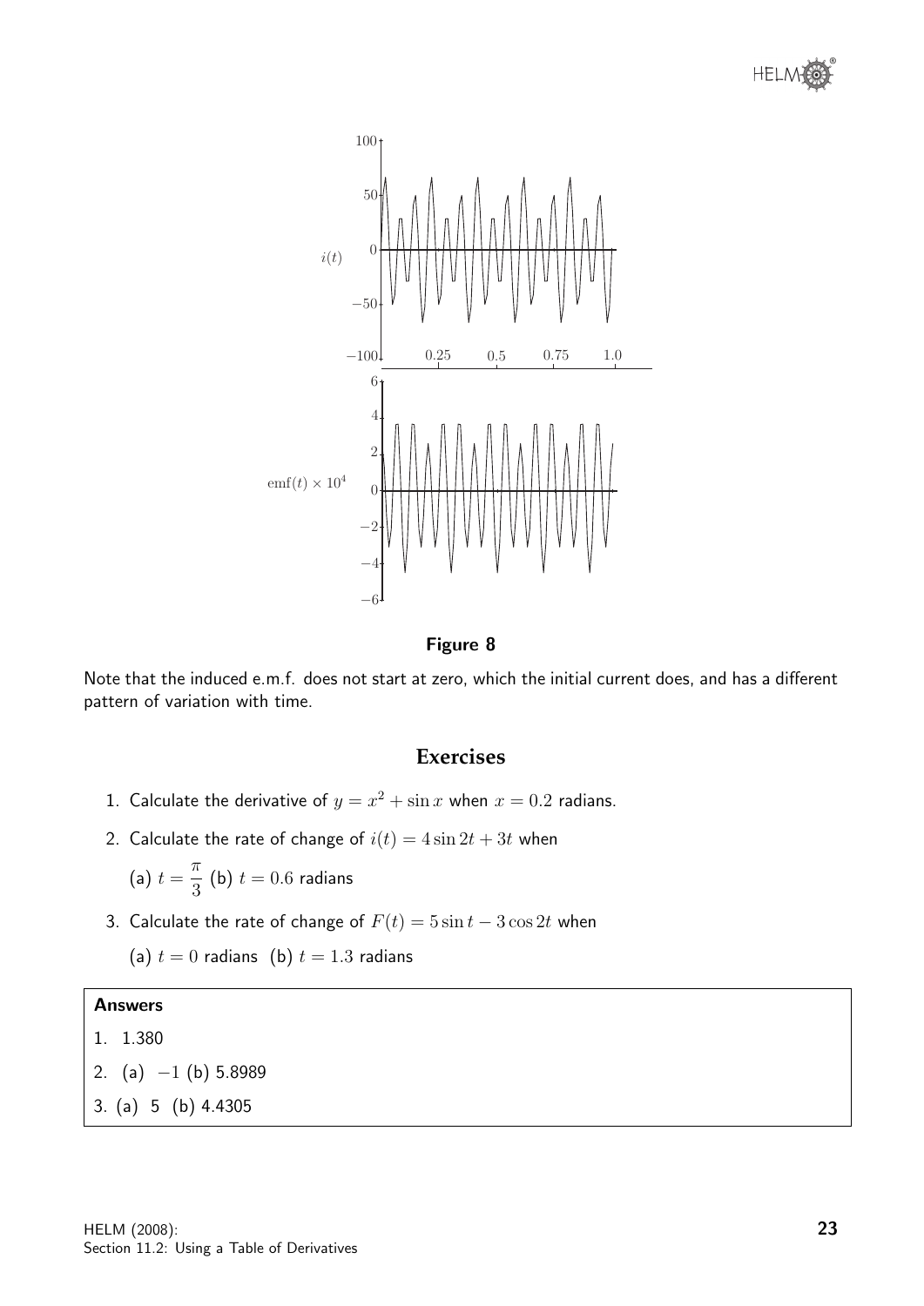100

50

$i(t)$

0

−50

−100

0.25

0.5

0.75

1.0

6

4

2

$\text{emf}(t) \times 10^4$

0

−2

−4

−6

**Figure 8**

Note that the induced e.m.f. does not start at zero, which the initial current does, and has a different pattern of variation with time.

## Exercises

1. Calculate the derivative of $y = x^2 + \sin x$ when $x = 0.2$ radians.
2. Calculate the rate of change of $i(t) = 4 \sin 2t + 3t$ when

   (a) $t = \dfrac{\pi}{3}$ (b) $t = 0.6$ radians
3. Calculate the rate of change of $F(t) = 5 \sin t - 3 \cos 2t$ when

   (a) $t = 0$ radians (b) $t = 1.3$ radians

**Answers**

1. 1.380
2. (a) $-1$ (b) 5.8989
3. (a) 5 (b) 4.4305